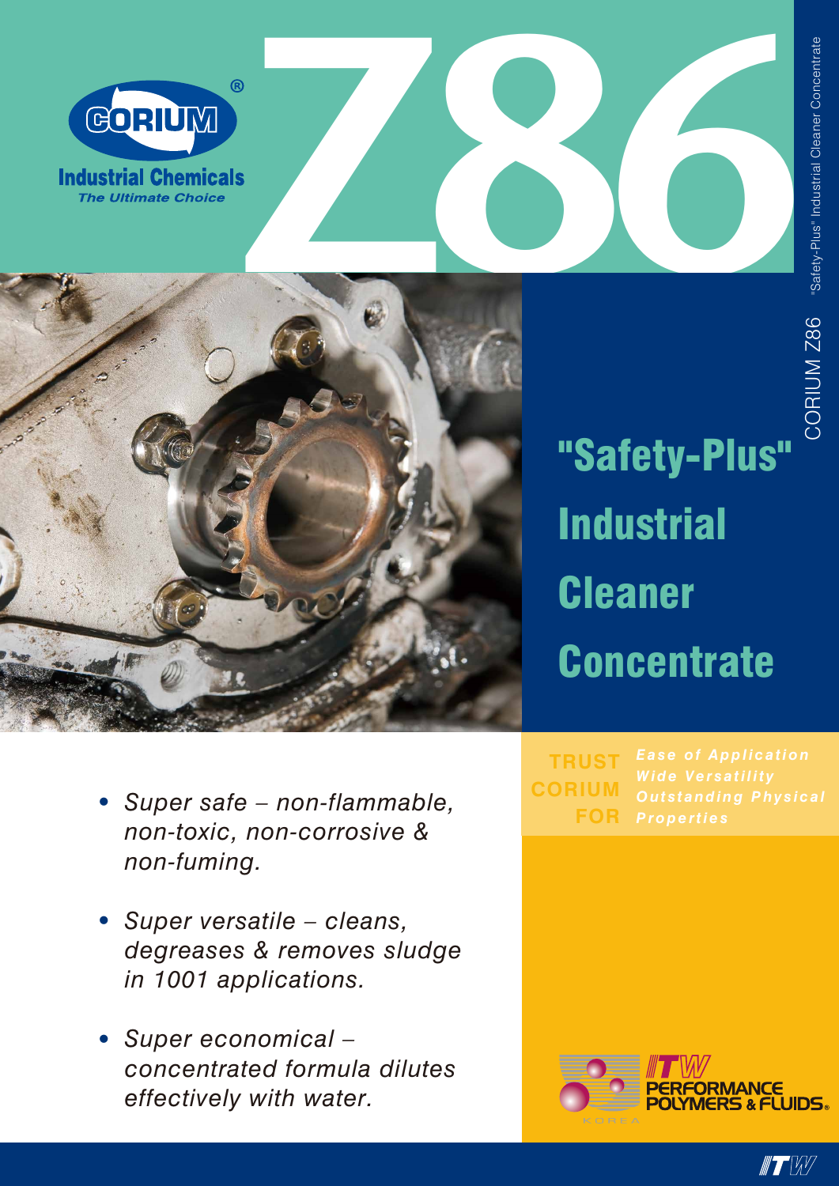# Z86

**CORIUM®**
**Industrial Chemicals**
*The Ultimate Choice*

"Safety-Plus" Industrial Cleaner Concentrate

CORIUM Z86

## "Safety-Plus" Industrial Cleaner Concentrate

- *Super safe – non-flammable, non-toxic, non-corrosive & non-fuming.*
- *Super versatile – cleans, degreases & removes sludge in 1001 applications.*
- *Super economical – concentrated formula dilutes effectively with water.*

**TRUST CORIUM FOR**

*Ease of Application*
*Wide Versatility*
*Outstanding Physical Properties*

ITW PERFORMANCE POLYMERS & FLUIDS® KOREA

ITW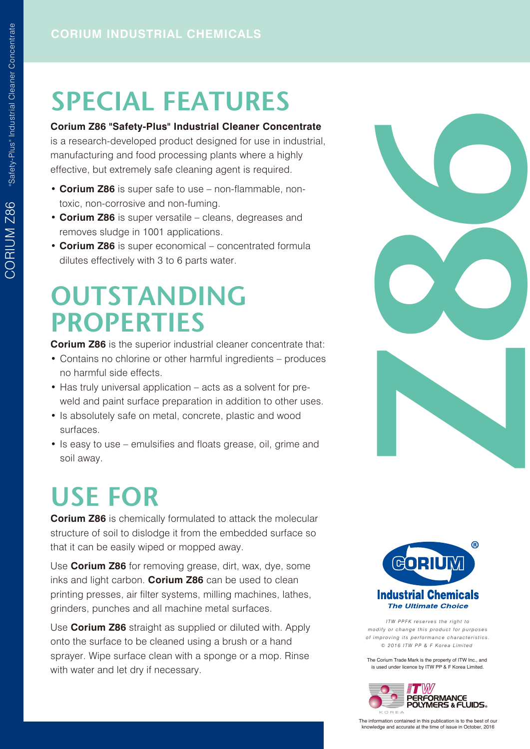# SPECIAL FEATURES

**Corium Z86 "Safety-Plus" Industrial Cleaner Concentrate** is a research-developed product designed for use in industrial, manufacturing and food processing plants where a highly effective, but extremely safe cleaning agent is required.

- **Corium Z86** is super safe to use – non-flammable, non-toxic, non-corrosive and non-fuming.
- **Corium Z86** is super versatile – cleans, degreases and removes sludge in 1001 applications.
- **Corium Z86** is super economical – concentrated formula dilutes effectively with 3 to 6 parts water.

# OUTSTANDING PROPERTIES

**Corium Z86** is the superior industrial cleaner concentrate that:

- Contains no chlorine or other harmful ingredients – produces no harmful side effects.
- Has truly universal application – acts as a solvent for pre-weld and paint surface preparation in addition to other uses.
- Is absolutely safe on metal, concrete, plastic and wood surfaces.
- Is easy to use – emulsifies and floats grease, oil, grime and soil away.

# USE FOR

**Corium Z86** is chemically formulated to attack the molecular structure of soil to dislodge it from the embedded surface so that it can be easily wiped or mopped away.

Use **Corium Z86** for removing grease, dirt, wax, dye, some inks and light carbon. **Corium Z86** can be used to clean printing presses, air filter systems, milling machines, lathes, grinders, punches and all machine metal surfaces.

Use **Corium Z86** straight as supplied or diluted with. Apply onto the surface to be cleaned using a brush or a hand sprayer. Wipe surface clean with a sponge or a mop. Rinse with water and let dry if necessary.

Z86

CORIUM®

Industrial Chemicals

*The Ultimate Choice*

*ITW PPFK reserves the right to modify or change this product for purposes of improving its performance characteristics. © 2016 ITW PP & F Korea Limited*

The Corium Trade Mark is the property of ITW Inc., and is used under licence by ITW PP & F Korea Limited.

ITW PERFORMANCE POLYMERS & FLUIDS. KOREA

The information contained in this publication is to the best of our knowledge and accurate at the time of issue in October, 2016